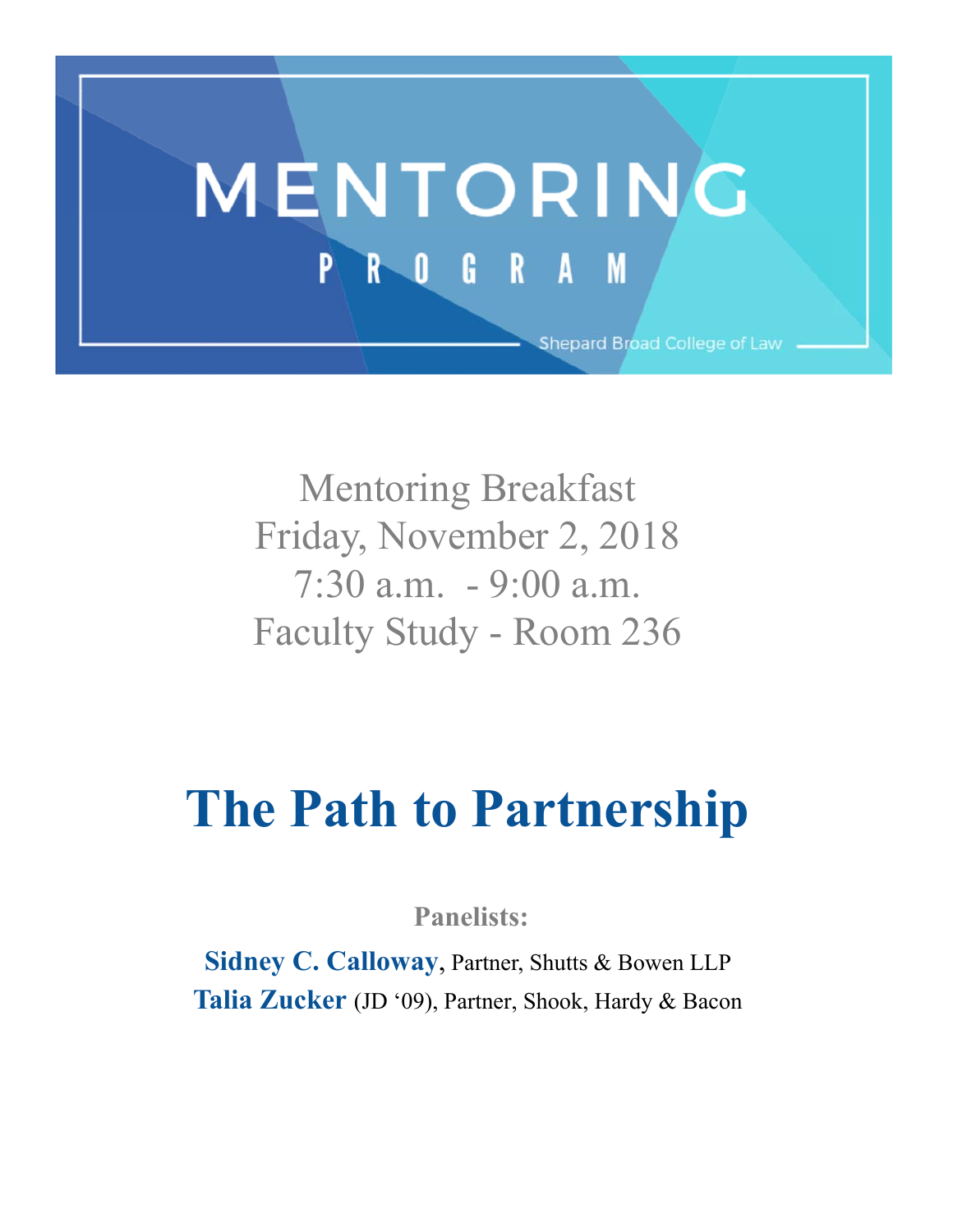# MENTORING PROGRAM

Shepard Broad College of Law

Mentoring Breakfast
Friday, November 2, 2018
7:30 a.m. - 9:00 a.m.
Faculty Study - Room 236

# The Path to Partnership

**Panelists:**

**Sidney C. Calloway**, Partner, Shutts & Bowen LLP
**Talia Zucker** (JD '09), Partner, Shook, Hardy & Bacon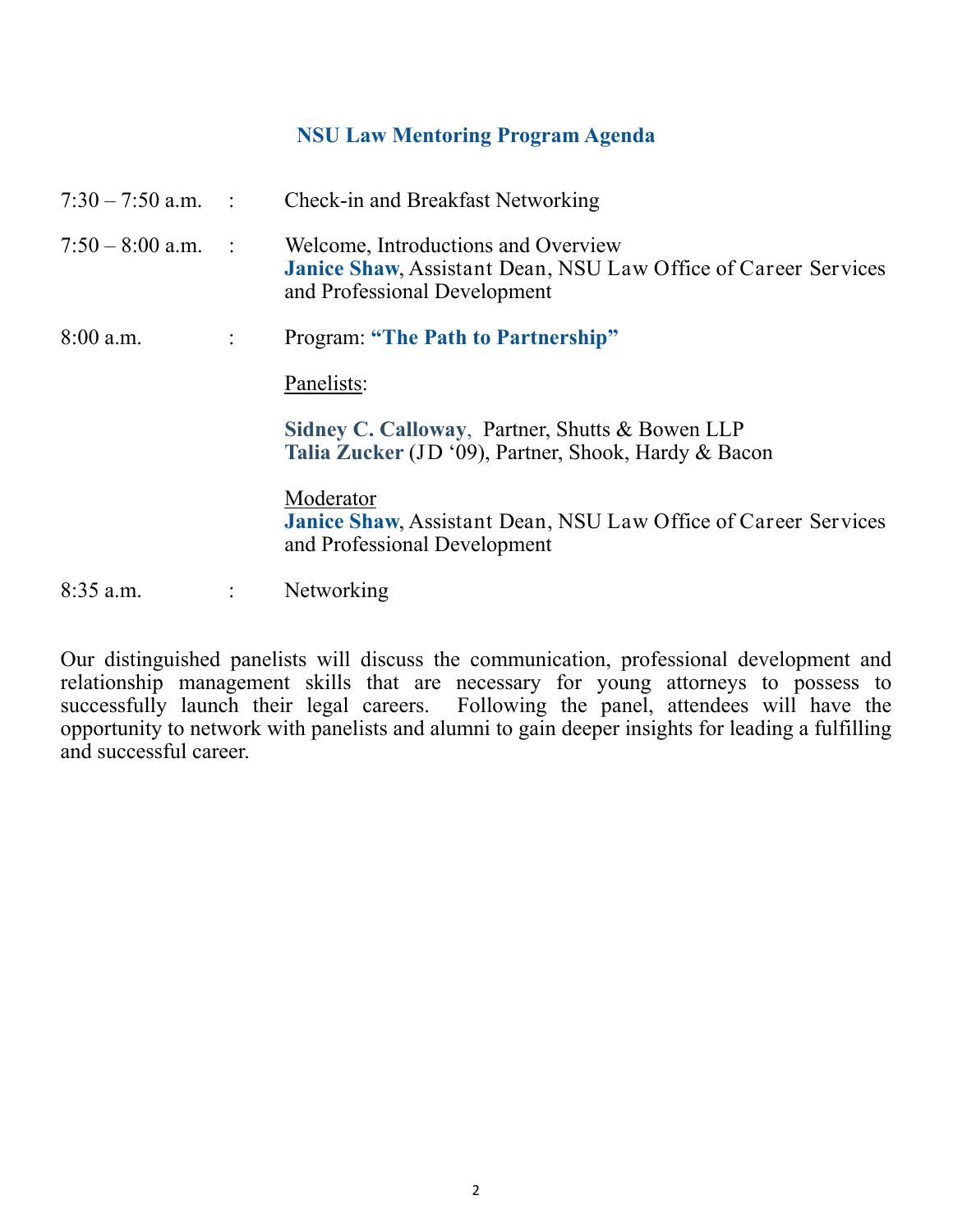## NSU Law Mentoring Program Agenda

7:30 – 7:50 a.m. : Check-in and Breakfast Networking

7:50 – 8:00 a.m. : Welcome, Introductions and Overview
**Janice Shaw**, Assistant Dean, NSU Law Office of Career Services and Professional Development

8:00 a.m. : Program: **"The Path to Partnership"**

Panelists:

**Sidney C. Calloway**, Partner, Shutts & Bowen LLP
**Talia Zucker** (JD '09), Partner, Shook, Hardy & Bacon

Moderator
**Janice Shaw**, Assistant Dean, NSU Law Office of Career Services and Professional Development

8:35 a.m. : Networking

Our distinguished panelists will discuss the communication, professional development and relationship management skills that are necessary for young attorneys to possess to successfully launch their legal careers. Following the panel, attendees will have the opportunity to network with panelists and alumni to gain deeper insights for leading a fulfilling and successful career.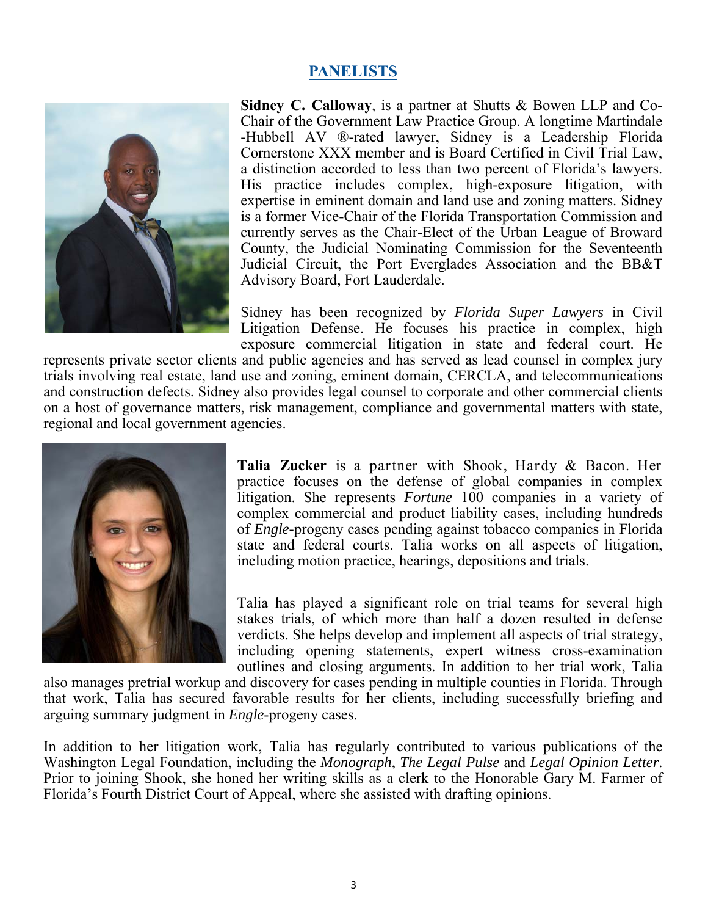## PANELISTS

**Sidney C. Calloway**, is a partner at Shutts & Bowen LLP and Co-Chair of the Government Law Practice Group. A longtime Martindale-Hubbell AV ®-rated lawyer, Sidney is a Leadership Florida Cornerstone XXX member and is Board Certified in Civil Trial Law, a distinction accorded to less than two percent of Florida's lawyers. His practice includes complex, high-exposure litigation, with expertise in eminent domain and land use and zoning matters. Sidney is a former Vice-Chair of the Florida Transportation Commission and currently serves as the Chair-Elect of the Urban League of Broward County, the Judicial Nominating Commission for the Seventeenth Judicial Circuit, the Port Everglades Association and the BB&T Advisory Board, Fort Lauderdale.

Sidney has been recognized by *Florida Super Lawyers* in Civil Litigation Defense. He focuses his practice in complex, high exposure commercial litigation in state and federal court. He represents private sector clients and public agencies and has served as lead counsel in complex jury trials involving real estate, land use and zoning, eminent domain, CERCLA, and telecommunications and construction defects. Sidney also provides legal counsel to corporate and other commercial clients on a host of governance matters, risk management, compliance and governmental matters with state, regional and local government agencies.

**Talia Zucker** is a partner with Shook, Hardy & Bacon. Her practice focuses on the defense of global companies in complex litigation. She represents *Fortune* 100 companies in a variety of complex commercial and product liability cases, including hundreds of *Engle*-progeny cases pending against tobacco companies in Florida state and federal courts. Talia works on all aspects of litigation, including motion practice, hearings, depositions and trials.

Talia has played a significant role on trial teams for several high stakes trials, of which more than half a dozen resulted in defense verdicts. She helps develop and implement all aspects of trial strategy, including opening statements, expert witness cross-examination outlines and closing arguments. In addition to her trial work, Talia also manages pretrial workup and discovery for cases pending in multiple counties in Florida. Through that work, Talia has secured favorable results for her clients, including successfully briefing and arguing summary judgment in *Engle*-progeny cases.

In addition to her litigation work, Talia has regularly contributed to various publications of the Washington Legal Foundation, including the *Monograph*, *The Legal Pulse* and *Legal Opinion Letter*. Prior to joining Shook, she honed her writing skills as a clerk to the Honorable Gary M. Farmer of Florida's Fourth District Court of Appeal, where she assisted with drafting opinions.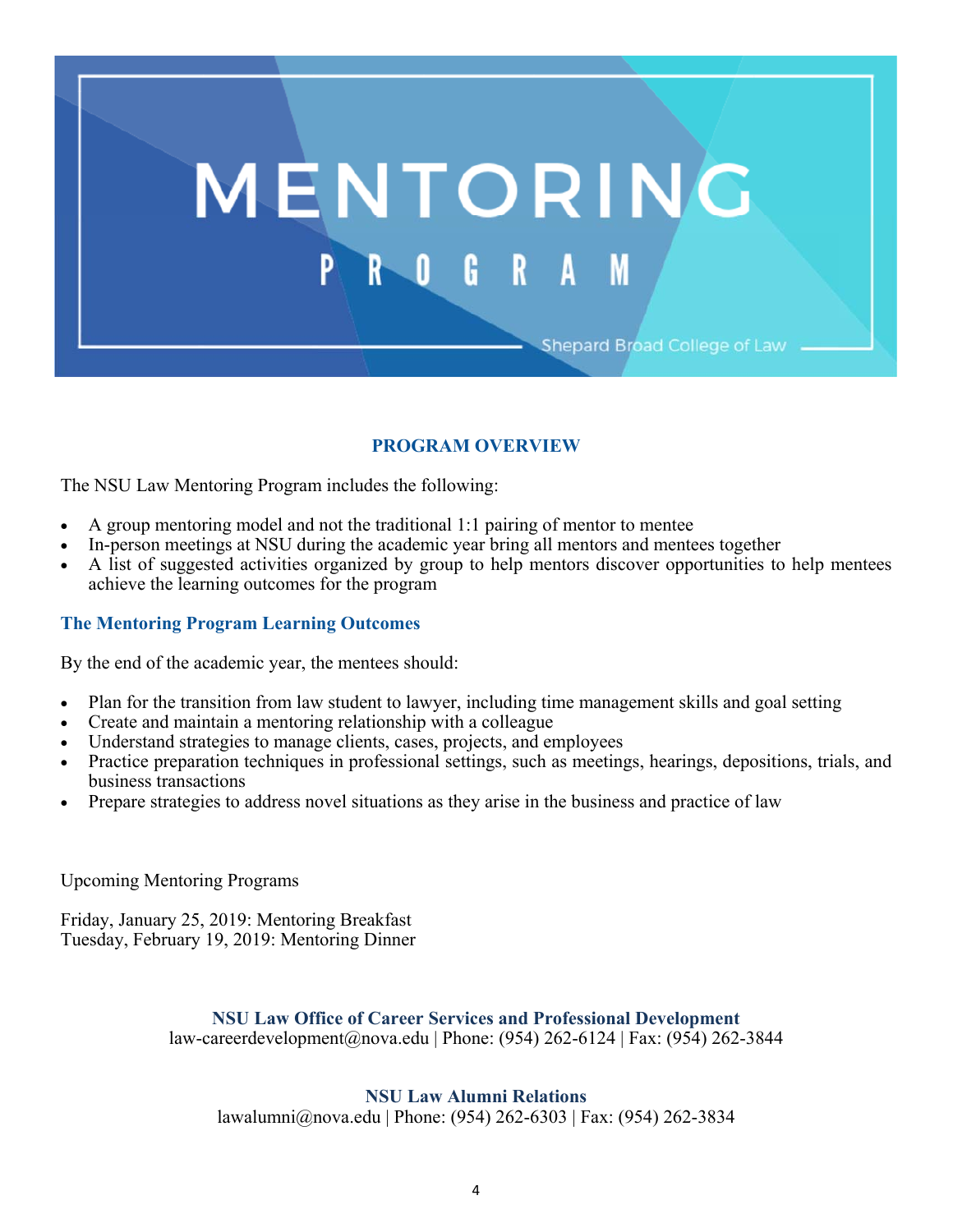# MENTORING PROGRAM

Shepard Broad College of Law

## PROGRAM OVERVIEW

The NSU Law Mentoring Program includes the following:

- A group mentoring model and not the traditional 1:1 pairing of mentor to mentee
- In-person meetings at NSU during the academic year bring all mentors and mentees together
- A list of suggested activities organized by group to help mentors discover opportunities to help mentees achieve the learning outcomes for the program

### The Mentoring Program Learning Outcomes

By the end of the academic year, the mentees should:

- Plan for the transition from law student to lawyer, including time management skills and goal setting
- Create and maintain a mentoring relationship with a colleague
- Understand strategies to manage clients, cases, projects, and employees
- Practice preparation techniques in professional settings, such as meetings, hearings, depositions, trials, and business transactions
- Prepare strategies to address novel situations as they arise in the business and practice of law

Upcoming Mentoring Programs

Friday, January 25, 2019: Mentoring Breakfast
Tuesday, February 19, 2019: Mentoring Dinner

**NSU Law Office of Career Services and Professional Development**
law-careerdevelopment@nova.edu | Phone: (954) 262-6124 | Fax: (954) 262-3844

**NSU Law Alumni Relations**
lawalumni@nova.edu | Phone: (954) 262-6303 | Fax: (954) 262-3834